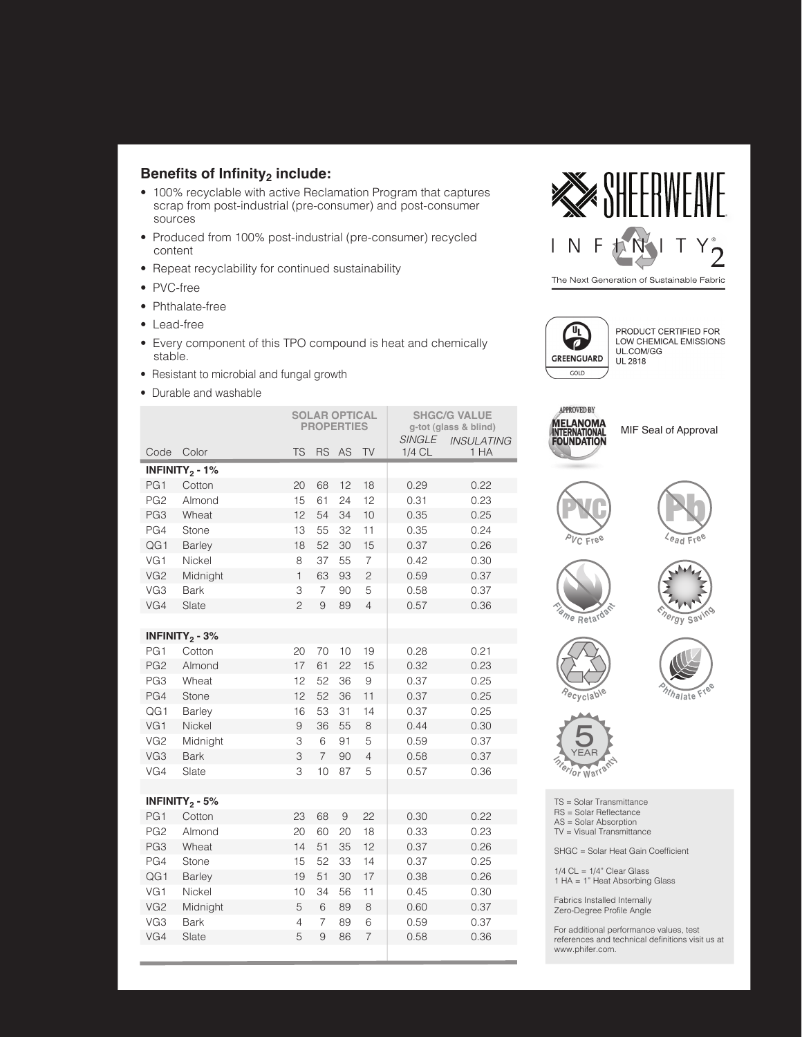## Benefits of $Infinity_2$ include:

- 100% recyclable with active Reclamation Program that captures scrap from post-industrial (pre-consumer) and post-consumer sources
- Produced from 100% post-industrial (pre-consumer) recycled content
- Repeat recyclability for continued sustainability
- PVC-free
- Phthalate-free
- Lead-free
- Every component of this TPO compound is heat and chemically stable.
- Resistant to microbial and fungal growth
- Durable and washable

SHEERWEAVE

INFINITY2

The Next Generation of Sustainable Fabric

GREENGUARD GOLD

PRODUCT CERTIFIED FOR LOW CHEMICAL EMISSIONS
UL.COM/GG
UL 2818

APPROVED BY MELANOMA INTERNATIONAL FOUNDATION

MIF Seal of Approval

PVC Free

Lead Free

Flame Retardant

Energy Saving

Recyclable

Phthalate Free

5 YEAR Interior Warranty

| | | SOLAR OPTICAL PROPERTIES | | | | SHGC/G VALUE g-tot (glass & blind) | |
|---|---|---|---|---|---|---|---|
| | | | | | | *SINGLE* | *INSULATING* |
| Code | Color | TS | RS | AS | TV | 1/4 CL | 1 HA |
| **$INFINITY_2$ - 1%** | | | | | | | |
| PG1 | Cotton | 20 | 68 | 12 | 18 | 0.29 | 0.22 |
| PG2 | Almond | 15 | 61 | 24 | 12 | 0.31 | 0.23 |
| PG3 | Wheat | 12 | 54 | 34 | 10 | 0.35 | 0.25 |
| PG4 | Stone | 13 | 55 | 32 | 11 | 0.35 | 0.24 |
| QG1 | Barley | 18 | 52 | 30 | 15 | 0.37 | 0.26 |
| VG1 | Nickel | 8 | 37 | 55 | 7 | 0.42 | 0.30 |
| VG2 | Midnight | 1 | 63 | 93 | 2 | 0.59 | 0.37 |
| VG3 | Bark | 3 | 7 | 90 | 5 | 0.58 | 0.37 |
| VG4 | Slate | 2 | 9 | 89 | 4 | 0.57 | 0.36 |
| **$INFINITY_2$ - 3%** | | | | | | | |
| PG1 | Cotton | 20 | 70 | 10 | 19 | 0.28 | 0.21 |
| PG2 | Almond | 17 | 61 | 22 | 15 | 0.32 | 0.23 |
| PG3 | Wheat | 12 | 52 | 36 | 9 | 0.37 | 0.25 |
| PG4 | Stone | 12 | 52 | 36 | 11 | 0.37 | 0.25 |
| QG1 | Barley | 16 | 53 | 31 | 14 | 0.37 | 0.25 |
| VG1 | Nickel | 9 | 36 | 55 | 8 | 0.44 | 0.30 |
| VG2 | Midnight | 3 | 6 | 91 | 5 | 0.59 | 0.37 |
| VG3 | Bark | 3 | 7 | 90 | 4 | 0.58 | 0.37 |
| VG4 | Slate | 3 | 10 | 87 | 5 | 0.57 | 0.36 |
| **$INFINITY_2$ - 5%** | | | | | | | |
| PG1 | Cotton | 23 | 68 | 9 | 22 | 0.30 | 0.22 |
| PG2 | Almond | 20 | 60 | 20 | 18 | 0.33 | 0.23 |
| PG3 | Wheat | 14 | 51 | 35 | 12 | 0.37 | 0.26 |
| PG4 | Stone | 15 | 52 | 33 | 14 | 0.37 | 0.25 |
| QG1 | Barley | 19 | 51 | 30 | 17 | 0.38 | 0.26 |
| VG1 | Nickel | 10 | 34 | 56 | 11 | 0.45 | 0.30 |
| VG2 | Midnight | 5 | 6 | 89 | 8 | 0.60 | 0.37 |
| VG3 | Bark | 4 | 7 | 89 | 6 | 0.59 | 0.37 |
| VG4 | Slate | 5 | 9 | 86 | 7 | 0.58 | 0.36 |

TS = Solar Transmittance
RS = Solar Reflectance
AS = Solar Absorption
TV = Visual Transmittance

SHGC = Solar Heat Gain Coefficient

1/4 CL = 1/4" Clear Glass
1 HA = 1" Heat Absorbing Glass

Fabrics Installed Internally
Zero-Degree Profile Angle

For additional performance values, test references and technical definitions visit us at www.phifer.com.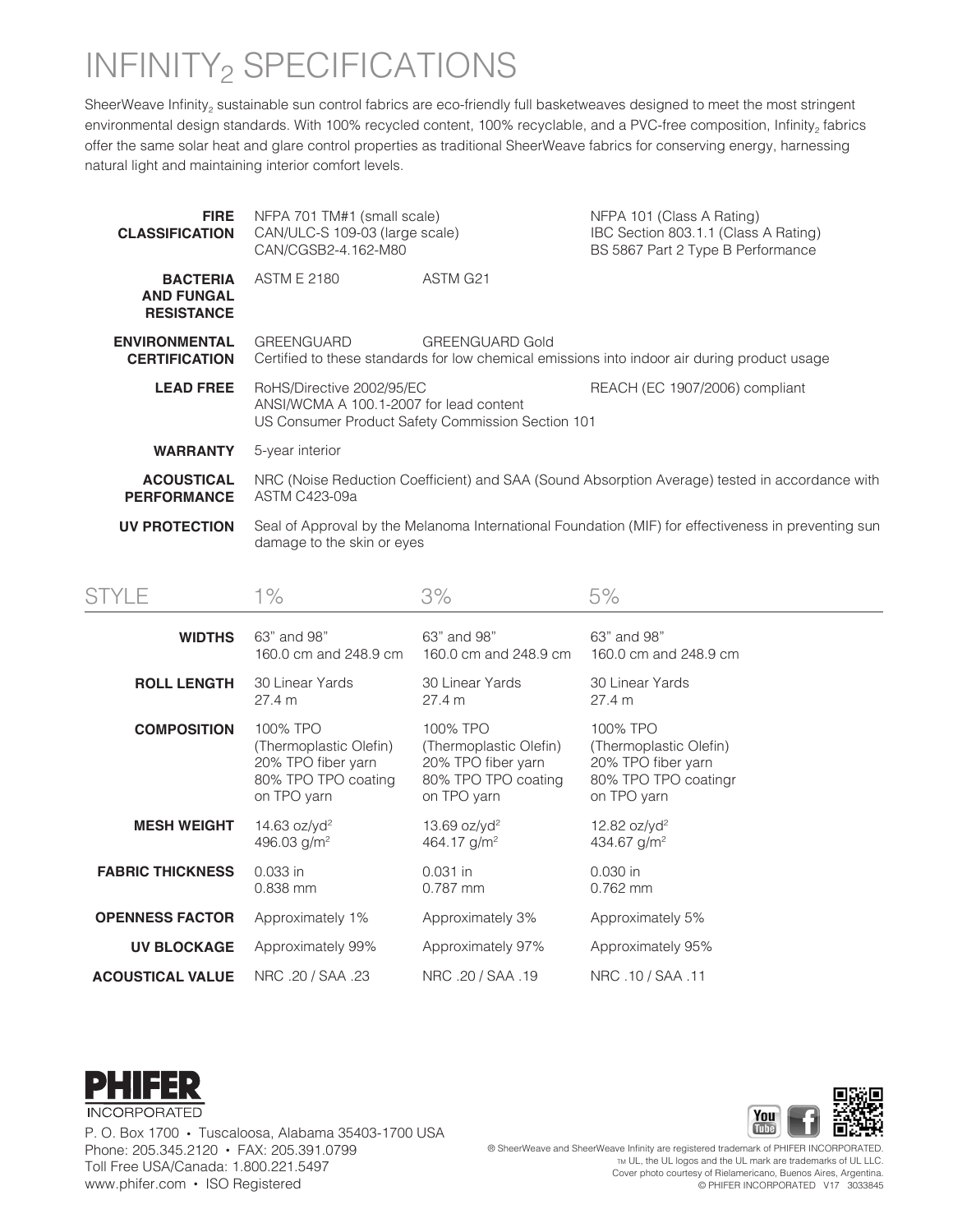# INFINITY$_2$ SPECIFICATIONS

SheerWeave Infinity$_2$ sustainable sun control fabrics are eco-friendly full basketweaves designed to meet the most stringent environmental design standards. With 100% recycled content, 100% recyclable, and a PVC-free composition, Infinity$_2$ fabrics offer the same solar heat and glare control properties as traditional SheerWeave fabrics for conserving energy, harnessing natural light and maintaining interior comfort levels.

| | | | |
|---|---|---|---|
| **FIRE CLASSIFICATION** | NFPA 701 TM#1 (small scale)<br>CAN/ULC-S 109-03 (large scale)<br>CAN/CGSB2-4.162-M80 | | NFPA 101 (Class A Rating)<br>IBC Section 803.1.1 (Class A Rating)<br>BS 5867 Part 2 Type B Performance |
| **BACTERIA AND FUNGAL RESISTANCE** | ASTM E 2180 | ASTM G21 | |
| **ENVIRONMENTAL CERTIFICATION** | GREENGUARD | GREENGUARD Gold | |
| | Certified to these standards for low chemical emissions into indoor air during product usage | | |
| **LEAD FREE** | RoHS/Directive 2002/95/EC<br>ANSI/WCMA A 100.1-2007 for lead content<br>US Consumer Product Safety Commission Section 101 | | REACH (EC 1907/2006) compliant |
| **WARRANTY** | 5-year interior | | |
| **ACOUSTICAL PERFORMANCE** | NRC (Noise Reduction Coefficient) and SAA (Sound Absorption Average) tested in accordance with ASTM C423-09a | | |
| **UV PROTECTION** | Seal of Approval by the Melanoma International Foundation (MIF) for effectiveness in preventing sun damage to the skin or eyes | | |

| STYLE | 1% | 3% | 5% |
|---|---|---|---|
| **WIDTHS** | 63" and 98"<br>160.0 cm and 248.9 cm | 63" and 98"<br>160.0 cm and 248.9 cm | 63" and 98"<br>160.0 cm and 248.9 cm |
| **ROLL LENGTH** | 30 Linear Yards<br>27.4 m | 30 Linear Yards<br>27.4 m | 30 Linear Yards<br>27.4 m |
| **COMPOSITION** | 100% TPO<br>(Thermoplastic Olefin)<br>20% TPO fiber yarn<br>80% TPO TPO coating on TPO yarn | 100% TPO<br>(Thermoplastic Olefin)<br>20% TPO fiber yarn<br>80% TPO TPO coating on TPO yarn | 100% TPO<br>(Thermoplastic Olefin)<br>20% TPO fiber yarn<br>80% TPO TPO coatingr on TPO yarn |
| **MESH WEIGHT** | 14.63 oz/yd$^2$<br>496.03 g/m$^2$ | 13.69 oz/yd$^2$<br>464.17 g/m$^2$ | 12.82 oz/yd$^2$<br>434.67 g/m$^2$ |
| **FABRIC THICKNESS** | 0.033 in<br>0.838 mm | 0.031 in<br>0.787 mm | 0.030 in<br>0.762 mm |
| **OPENNESS FACTOR** | Approximately 1% | Approximately 3% | Approximately 5% |
| **UV BLOCKAGE** | Approximately 99% | Approximately 97% | Approximately 95% |
| **ACOUSTICAL VALUE** | NRC .20 / SAA .23 | NRC .20 / SAA .19 | NRC .10 / SAA .11 |

**PHIFER**
INCORPORATED

P. O. Box 1700 • Tuscaloosa, Alabama 35403-1700 USA
Phone: 205.345.2120 • FAX: 205.391.0799
Toll Free USA/Canada: 1.800.221.5497
www.phifer.com • ISO Registered

® SheerWeave and SheerWeave Infinity are registered trademark of PHIFER INCORPORATED.
TM UL, the UL logos and the UL mark are trademarks of UL LLC.
Cover photo courtesy of Rielamericano, Buenos Aires, Argentina.
© PHIFER INCORPORATED V17 3033845